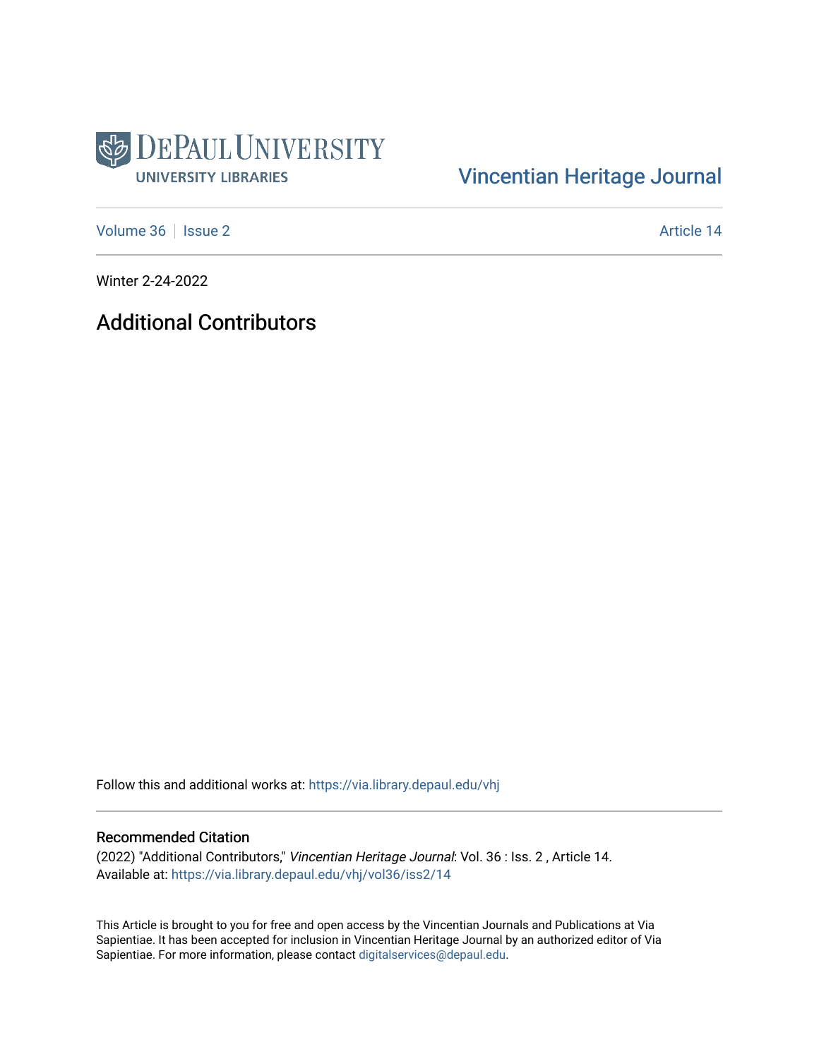DePaul University
University Libraries

Vincentian Heritage Journal

Volume 36 | Issue 2 | Article 14

Winter 2-24-2022

# Additional Contributors

Follow this and additional works at: https://via.library.depaul.edu/vhj

## Recommended Citation

(2022) "Additional Contributors," *Vincentian Heritage Journal*: Vol. 36 : Iss. 2 , Article 14.
Available at: https://via.library.depaul.edu/vhj/vol36/iss2/14

This Article is brought to you for free and open access by the Vincentian Journals and Publications at Via Sapientiae. It has been accepted for inclusion in Vincentian Heritage Journal by an authorized editor of Via Sapientiae. For more information, please contact digitalservices@depaul.edu.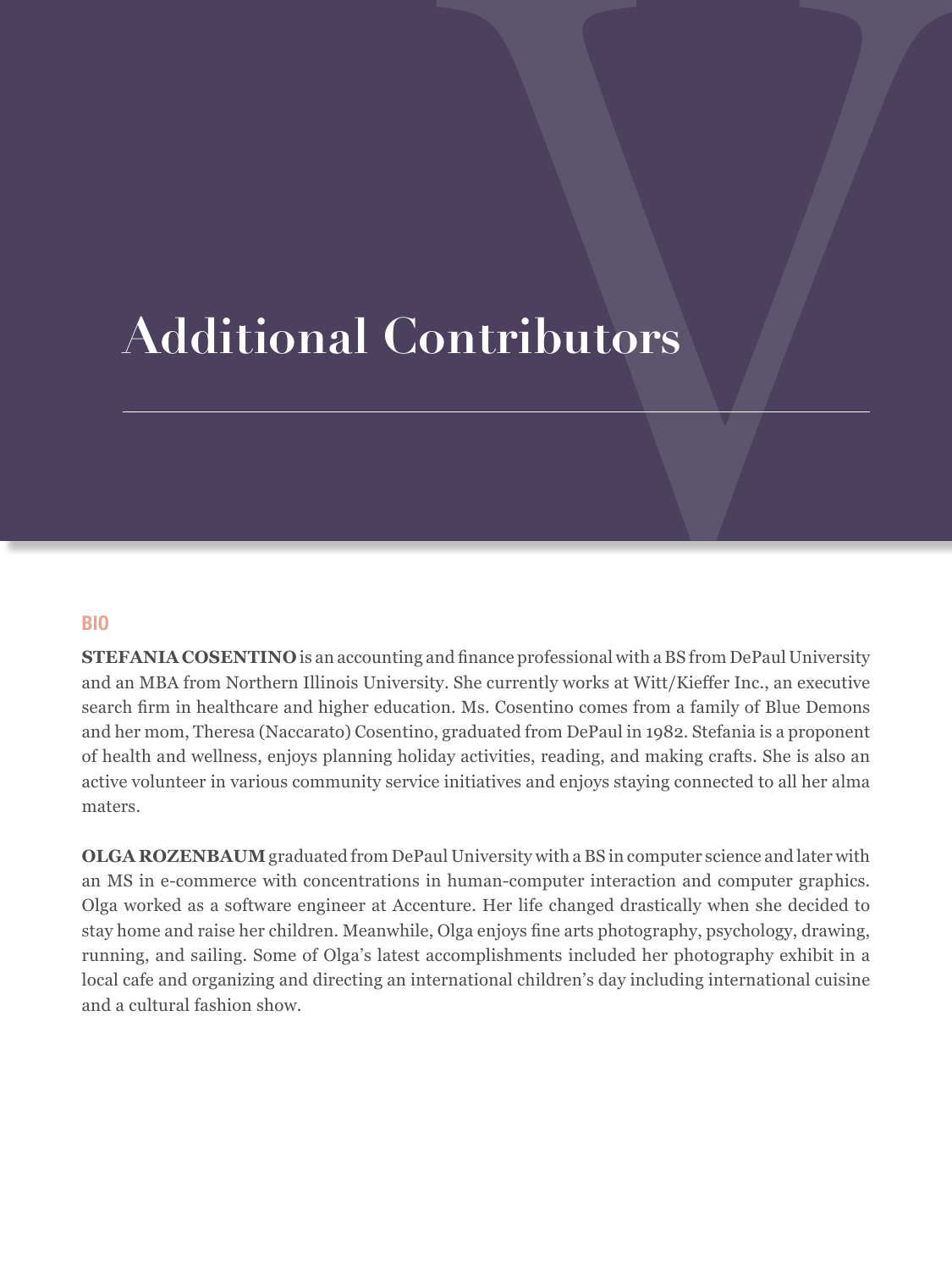# Additional Contributors

## BIO

**STEFANIA COSENTINO** is an accounting and finance professional with a BS from DePaul University and an MBA from Northern Illinois University. She currently works at Witt/Kieffer Inc., an executive search firm in healthcare and higher education. Ms. Cosentino comes from a family of Blue Demons and her mom, Theresa (Naccarato) Cosentino, graduated from DePaul in 1982. Stefania is a proponent of health and wellness, enjoys planning holiday activities, reading, and making crafts. She is also an active volunteer in various community service initiatives and enjoys staying connected to all her alma maters.

**OLGA ROZENBAUM** graduated from DePaul University with a BS in computer science and later with an MS in e-commerce with concentrations in human-computer interaction and computer graphics. Olga worked as a software engineer at Accenture. Her life changed drastically when she decided to stay home and raise her children. Meanwhile, Olga enjoys fine arts photography, psychology, drawing, running, and sailing. Some of Olga's latest accomplishments included her photography exhibit in a local cafe and organizing and directing an international children's day including international cuisine and a cultural fashion show.